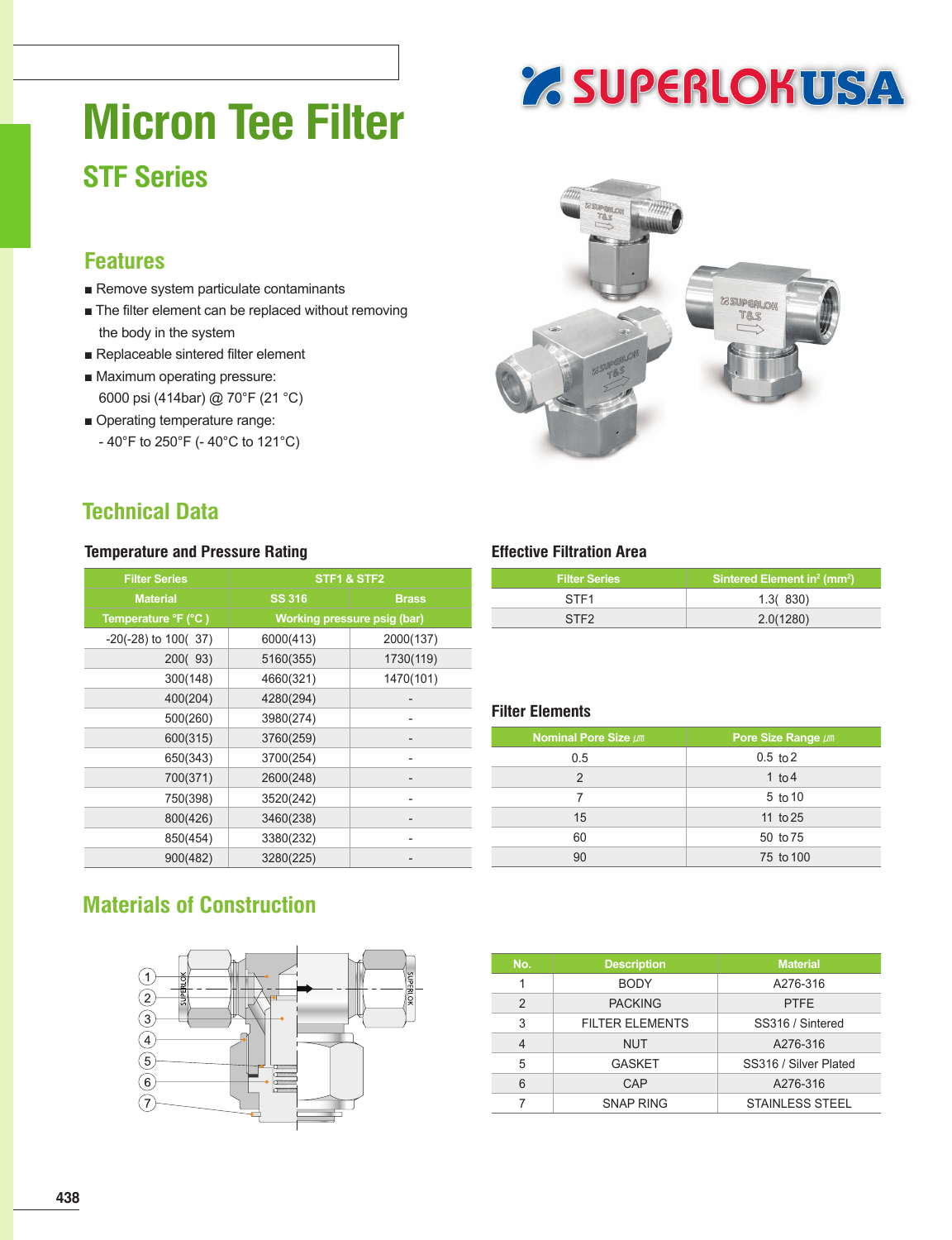# Micron Tee Filter

## STF Series

### Features

- Remove system particulate contaminants
- The filter element can be replaced without removing the body in the system
- Replaceable sintered filter element
- Maximum operating pressure: 6000 psi (414bar) @ 70°F (21 °C)
- Operating temperature range: - 40°F to 250°F (- 40°C to 121°C)

## Technical Data

### Temperature and Pressure Rating

| Filter Series | STF1 & STF2 | |
|---|---|---|
| Material | SS 316 | Brass |
| Temperature °F (°C ) | Working pressure psig (bar) | |
| -20(-28) to 100( 37) | 6000(413) | 2000(137) |
| 200( 93) | 5160(355) | 1730(119) |
| 300(148) | 4660(321) | 1470(101) |
| 400(204) | 4280(294) | - |
| 500(260) | 3980(274) | - |
| 600(315) | 3760(259) | - |
| 650(343) | 3700(254) | - |
| 700(371) | 2600(248) | - |
| 750(398) | 3520(242) | - |
| 800(426) | 3460(238) | - |
| 850(454) | 3380(232) | - |
| 900(482) | 3280(225) | - |

### Effective Filtration Area

| Filter Series | Sintered Element $in^2$ ($mm^2$) |
|---|---|
| STF1 | 1.3( 830) |
| STF2 | 2.0(1280) |

### Filter Elements

| Nominal Pore Size ㎛ | Pore Size Range ㎛ |
|---|---|
| 0.5 | 0.5 to 2 |
| 2 | 1 to 4 |
| 7 | 5 to 10 |
| 15 | 11 to 25 |
| 60 | 50 to 75 |
| 90 | 75 to 100 |

## Materials of Construction

| No. | Description | Material |
|---|---|---|
| 1 | BODY | A276-316 |
| 2 | PACKING | PTFE |
| 3 | FILTER ELEMENTS | SS316 / Sintered |
| 4 | NUT | A276-316 |
| 5 | GASKET | SS316 / Silver Plated |
| 6 | CAP | A276-316 |
| 7 | SNAP RING | STAINLESS STEEL |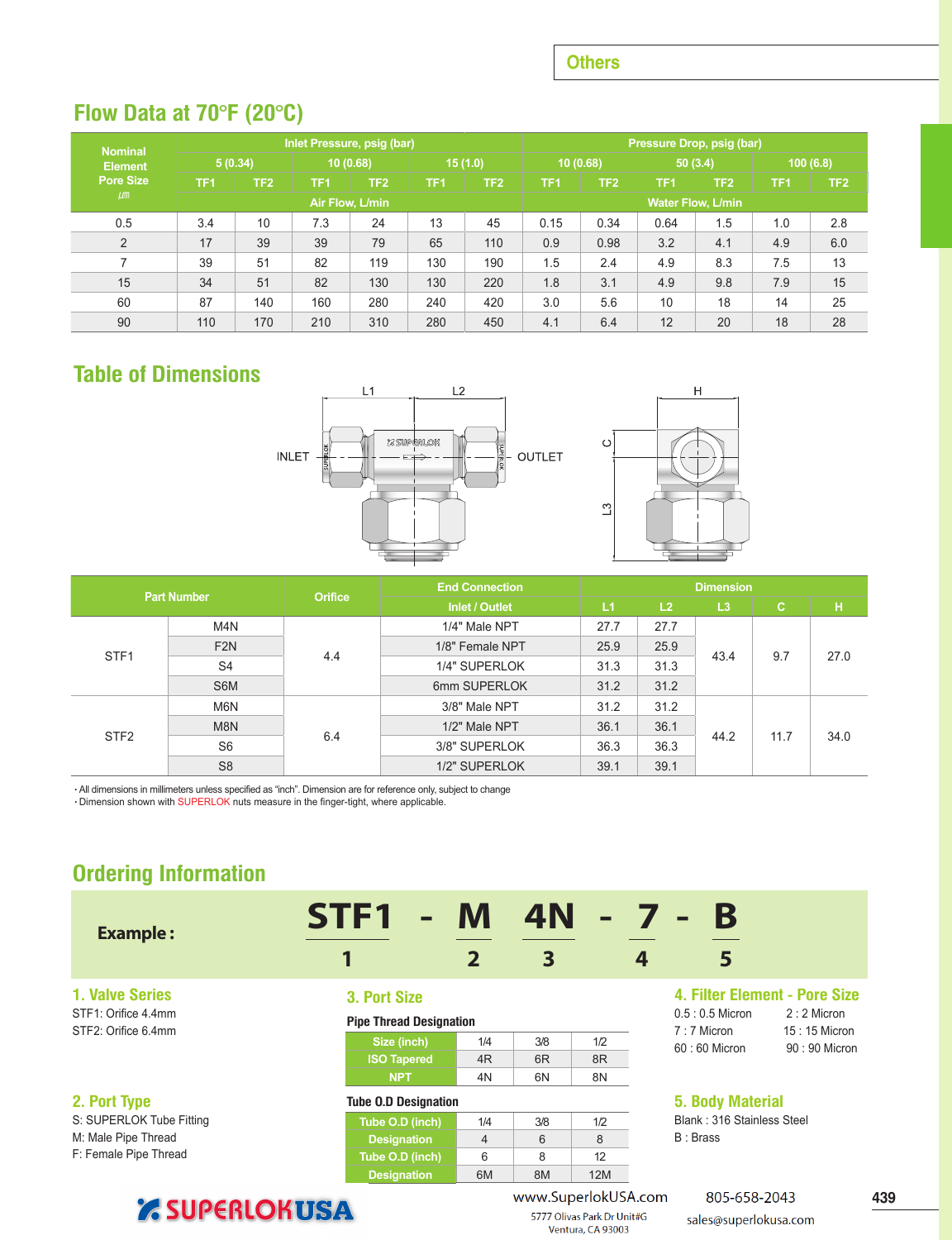Others

## Flow Data at 70°F (20°C)

| Nominal Element Pore Size ㎛ | Inlet Pressure, psig (bar) | | | | | | Pressure Drop, psig (bar) | | | | | |
|---|---|---|---|---|---|---|---|---|---|---|---|---|
| | 5 (0.34) | | 10 (0.68) | | 15 (1.0) | | 10 (0.68) | | 50 (3.4) | | 100 (6.8) | |
| | TF1 | TF2 | TF1 | TF2 | TF1 | TF2 | TF1 | TF2 | TF1 | TF2 | TF1 | TF2 |
| | Air Flow, L/min | | | | | | Water Flow, L/min | | | | | |
| 0.5 | 3.4 | 10 | 7.3 | 24 | 13 | 45 | 0.15 | 0.34 | 0.64 | 1.5 | 1.0 | 2.8 |
| 2 | 17 | 39 | 39 | 79 | 65 | 110 | 0.9 | 0.98 | 3.2 | 4.1 | 4.9 | 6.0 |
| 7 | 39 | 51 | 82 | 119 | 130 | 190 | 1.5 | 2.4 | 4.9 | 8.3 | 7.5 | 13 |
| 15 | 34 | 51 | 82 | 130 | 130 | 220 | 1.8 | 3.1 | 4.9 | 9.8 | 7.9 | 15 |
| 60 | 87 | 140 | 160 | 280 | 240 | 420 | 3.0 | 5.6 | 10 | 18 | 14 | 25 |
| 90 | 110 | 170 | 210 | 310 | 280 | 450 | 4.1 | 6.4 | 12 | 20 | 18 | 28 |

## Table of Dimensions

L1 L2 H
INLET OUTLET
C
L3

| Part Number | | Orifice | End Connection | Dimension | | | | |
|---|---|---|---|---|---|---|---|---|
| | | | Inlet / Outlet | L1 | L2 | L3 | C | H |
| STF1 | M4N | 4.4 | 1/4" Male NPT | 27.7 | 27.7 | 43.4 | 9.7 | 27.0 |
| | F2N | | 1/8" Female NPT | 25.9 | 25.9 | | | |
| | S4 | | 1/4" SUPERLOK | 31.3 | 31.3 | | | |
| | S6M | | 6mm SUPERLOK | 31.2 | 31.2 | | | |
| STF2 | M6N | 6.4 | 3/8" Male NPT | 31.2 | 31.2 | 44.2 | 11.7 | 34.0 |
| | M8N | | 1/2" Male NPT | 36.1 | 36.1 | | | |
| | S6 | | 3/8" SUPERLOK | 36.3 | 36.3 | | | |
| | S8 | | 1/2" SUPERLOK | 39.1 | 39.1 | | | |

· All dimensions in millimeters unless specified as "inch". Dimension are for reference only, subject to change
· Dimension shown with SUPERLOK nuts measure in the finger-tight, where applicable.

## Ordering Information

**Example :** STF1 - M 4N - 7 - B
1 2 3 4 5

### 1. Valve Series
STF1: Orifice 4.4mm
STF2: Orifice 6.4mm

### 2. Port Type
S: SUPERLOK Tube Fitting
M: Male Pipe Thread
F: Female Pipe Thread

### 3. Port Size

**Pipe Thread Designation**

| Size (inch) | 1/4 | 3/8 | 1/2 |
|---|---|---|---|
| ISO Tapered | 4R | 6R | 8R |
| NPT | 4N | 6N | 8N |

**Tube O.D Designation**

| Tube O.D (inch) | 1/4 | 3/8 | 1/2 |
|---|---|---|---|
| Designation | 4 | 6 | 8 |
| Tube O.D (inch) | 6 | 8 | 12 |
| Designation | 6M | 8M | 12M |

### 4. Filter Element - Pore Size
0.5 : 0.5 Micron
2 : 2 Micron
7 : 7 Micron
15 : 15 Micron
60 : 60 Micron
90 : 90 Micron

### 5. Body Material
Blank : 316 Stainless Steel
B : Brass

SUPERLOKUSA
www.SuperlokUSA.com
5777 Olivas Park Dr Unit#G
Ventura, CA 93003
805-658-2043
sales@superlokusa.com